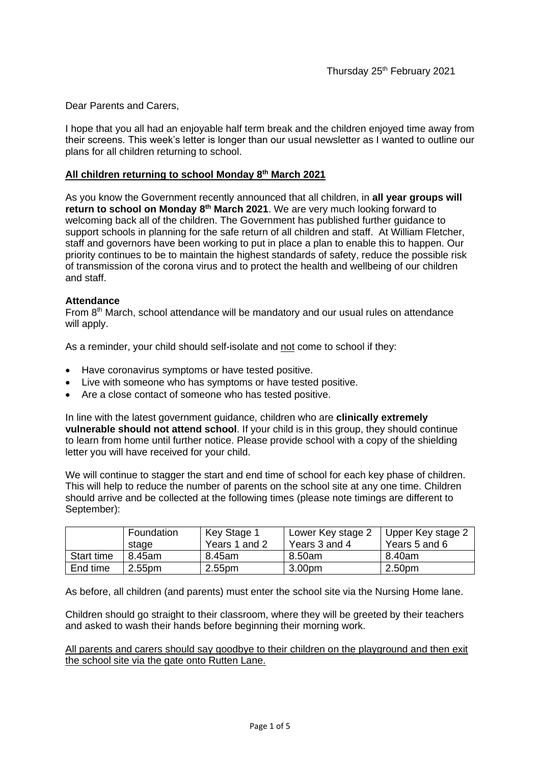Thursday 25th February 2021

Dear Parents and Carers,

I hope that you all had an enjoyable half term break and the children enjoyed time away from their screens. This week's letter is longer than our usual newsletter as I wanted to outline our plans for all children returning to school.

## All children returning to school Monday 8th March 2021

As you know the Government recently announced that all children, in **all year groups will return to school on Monday 8th March 2021**. We are very much looking forward to welcoming back all of the children. The Government has published further guidance to support schools in planning for the safe return of all children and staff. At William Fletcher, staff and governors have been working to put in place a plan to enable this to happen. Our priority continues to be to maintain the highest standards of safety, reduce the possible risk of transmission of the corona virus and to protect the health and wellbeing of our children and staff.

### Attendance

From 8th March, school attendance will be mandatory and our usual rules on attendance will apply.

As a reminder, your child should self-isolate and not come to school if they:

- Have coronavirus symptoms or have tested positive.
- Live with someone who has symptoms or have tested positive.
- Are a close contact of someone who has tested positive.

In line with the latest government guidance, children who are **clinically extremely vulnerable should not attend school**. If your child is in this group, they should continue to learn from home until further notice. Please provide school with a copy of the shielding letter you will have received for your child.

We will continue to stagger the start and end time of school for each key phase of children. This will help to reduce the number of parents on the school site at any one time. Children should arrive and be collected at the following times (please note timings are different to September):

| | Foundation stage | Key Stage 1 Years 1 and 2 | Lower Key stage 2 Years 3 and 4 | Upper Key stage 2 Years 5 and 6 |
|---|---|---|---|---|
| Start time | 8.45am | 8.45am | 8.50am | 8.40am |
| End time | 2.55pm | 2.55pm | 3.00pm | 2.50pm |

As before, all children (and parents) must enter the school site via the Nursing Home lane.

Children should go straight to their classroom, where they will be greeted by their teachers and asked to wash their hands before beginning their morning work.

All parents and carers should say goodbye to their children on the playground and then exit the school site via the gate onto Rutten Lane.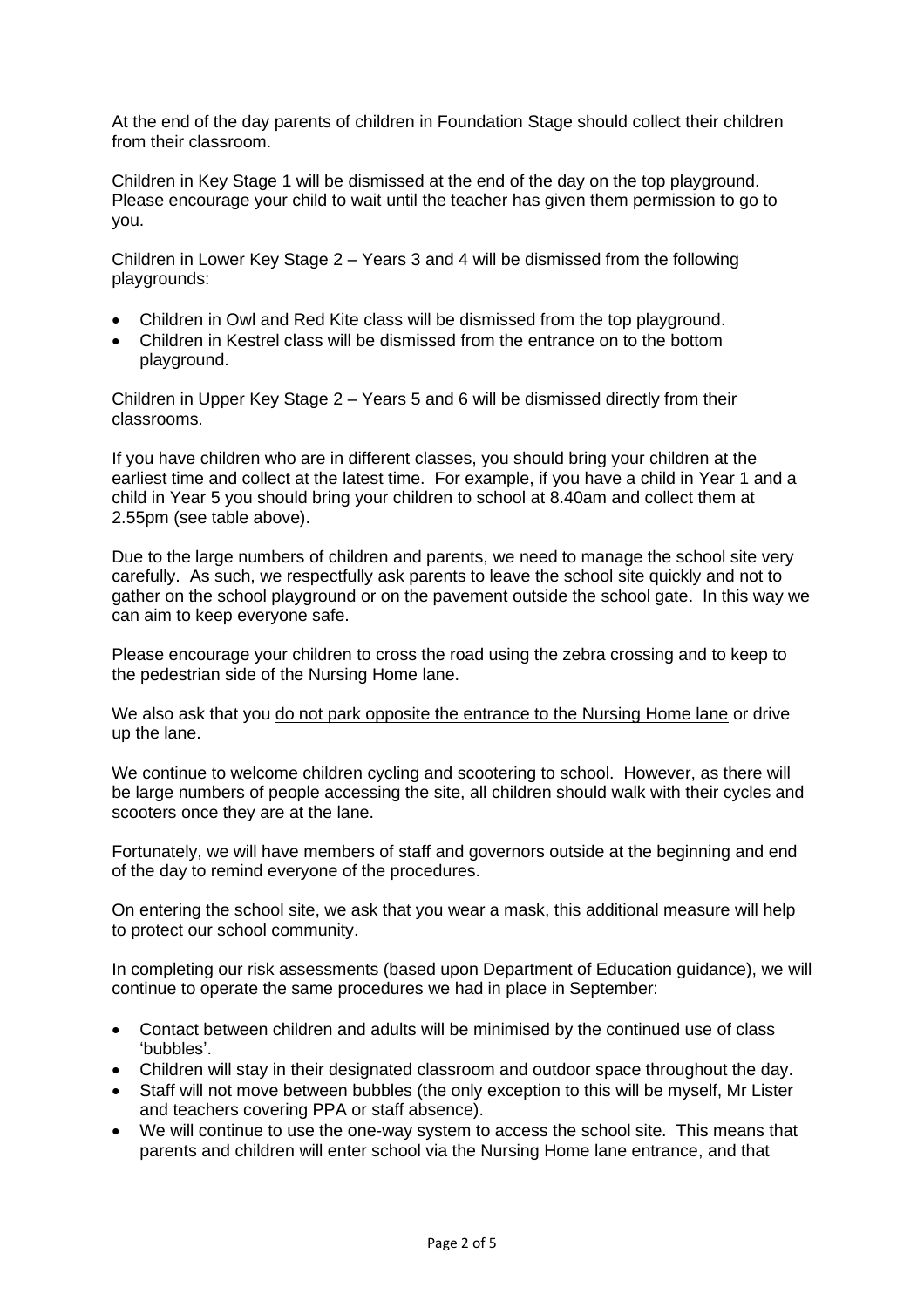At the end of the day parents of children in Foundation Stage should collect their children from their classroom.

Children in Key Stage 1 will be dismissed at the end of the day on the top playground. Please encourage your child to wait until the teacher has given them permission to go to you.

Children in Lower Key Stage 2 – Years 3 and 4 will be dismissed from the following playgrounds:

- Children in Owl and Red Kite class will be dismissed from the top playground.
- Children in Kestrel class will be dismissed from the entrance on to the bottom playground.

Children in Upper Key Stage 2 – Years 5 and 6 will be dismissed directly from their classrooms.

If you have children who are in different classes, you should bring your children at the earliest time and collect at the latest time. For example, if you have a child in Year 1 and a child in Year 5 you should bring your children to school at 8.40am and collect them at 2.55pm (see table above).

Due to the large numbers of children and parents, we need to manage the school site very carefully. As such, we respectfully ask parents to leave the school site quickly and not to gather on the school playground or on the pavement outside the school gate. In this way we can aim to keep everyone safe.

Please encourage your children to cross the road using the zebra crossing and to keep to the pedestrian side of the Nursing Home lane.

We also ask that you <u>do not park opposite the entrance to the Nursing Home lane</u> or drive up the lane.

We continue to welcome children cycling and scootering to school. However, as there will be large numbers of people accessing the site, all children should walk with their cycles and scooters once they are at the lane.

Fortunately, we will have members of staff and governors outside at the beginning and end of the day to remind everyone of the procedures.

On entering the school site, we ask that you wear a mask, this additional measure will help to protect our school community.

In completing our risk assessments (based upon Department of Education guidance), we will continue to operate the same procedures we had in place in September:

- Contact between children and adults will be minimised by the continued use of class 'bubbles'.
- Children will stay in their designated classroom and outdoor space throughout the day.
- Staff will not move between bubbles (the only exception to this will be myself, Mr Lister and teachers covering PPA or staff absence).
- We will continue to use the one-way system to access the school site. This means that parents and children will enter school via the Nursing Home lane entrance, and that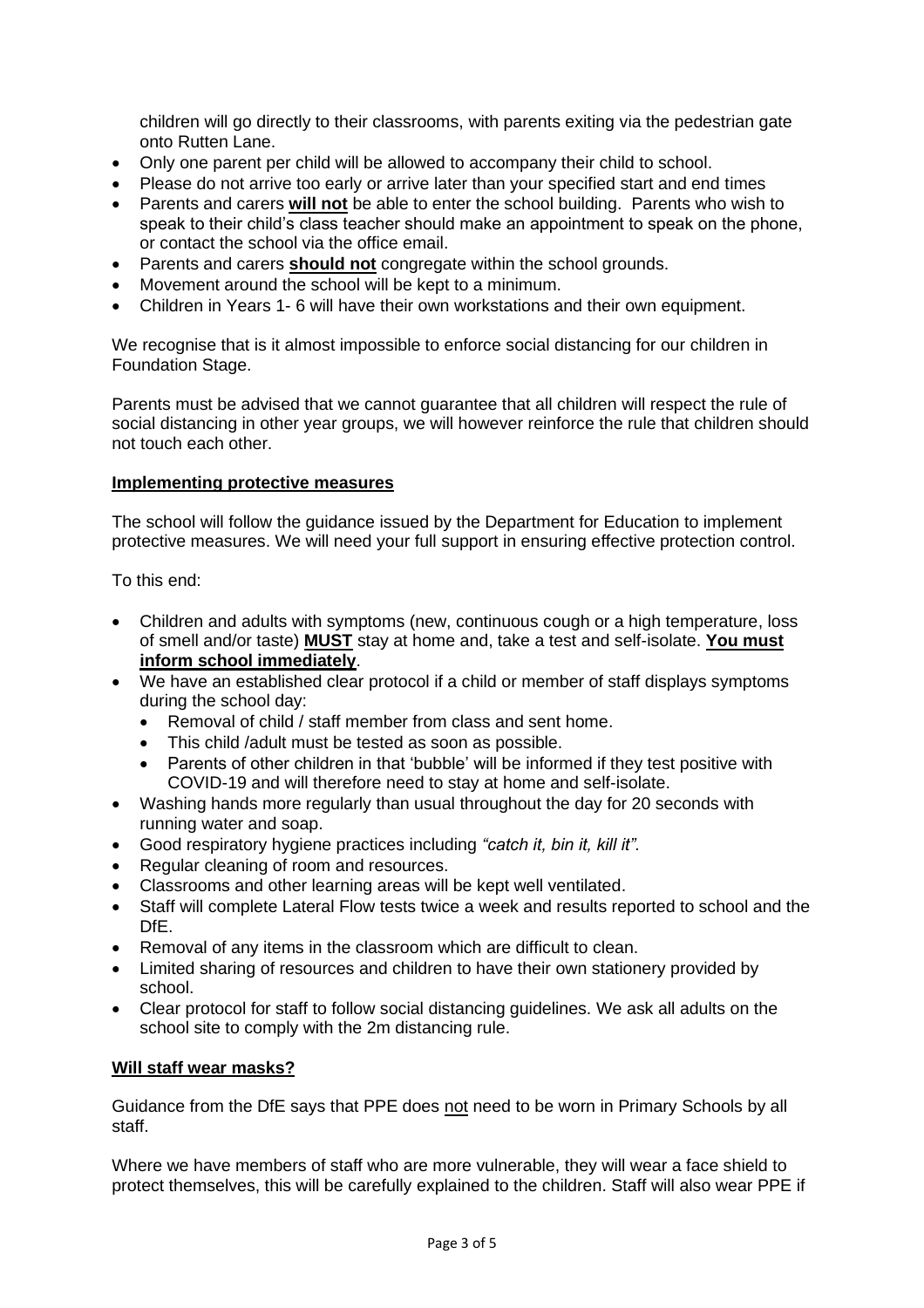children will go directly to their classrooms, with parents exiting via the pedestrian gate onto Rutten Lane.

- Only one parent per child will be allowed to accompany their child to school.
- Please do not arrive too early or arrive later than your specified start and end times
- Parents and carers **will not** be able to enter the school building. Parents who wish to speak to their child's class teacher should make an appointment to speak on the phone, or contact the school via the office email.
- Parents and carers **should not** congregate within the school grounds.
- Movement around the school will be kept to a minimum.
- Children in Years 1- 6 will have their own workstations and their own equipment.

We recognise that is it almost impossible to enforce social distancing for our children in Foundation Stage.

Parents must be advised that we cannot guarantee that all children will respect the rule of social distancing in other year groups, we will however reinforce the rule that children should not touch each other.

**Implementing protective measures**

The school will follow the guidance issued by the Department for Education to implement protective measures. We will need your full support in ensuring effective protection control.

To this end:

- Children and adults with symptoms (new, continuous cough or a high temperature, loss of smell and/or taste) **MUST** stay at home and, take a test and self-isolate. **You must inform school immediately**.
- We have an established clear protocol if a child or member of staff displays symptoms during the school day:
  - Removal of child / staff member from class and sent home.
  - This child /adult must be tested as soon as possible.
  - Parents of other children in that 'bubble' will be informed if they test positive with COVID-19 and will therefore need to stay at home and self-isolate.
- Washing hands more regularly than usual throughout the day for 20 seconds with running water and soap.
- Good respiratory hygiene practices including *"catch it, bin it, kill it"*.
- Regular cleaning of room and resources.
- Classrooms and other learning areas will be kept well ventilated.
- Staff will complete Lateral Flow tests twice a week and results reported to school and the DfE.
- Removal of any items in the classroom which are difficult to clean.
- Limited sharing of resources and children to have their own stationery provided by school.
- Clear protocol for staff to follow social distancing guidelines. We ask all adults on the school site to comply with the 2m distancing rule.

**Will staff wear masks?**

Guidance from the DfE says that PPE does not need to be worn in Primary Schools by all staff.

Where we have members of staff who are more vulnerable, they will wear a face shield to protect themselves, this will be carefully explained to the children. Staff will also wear PPE if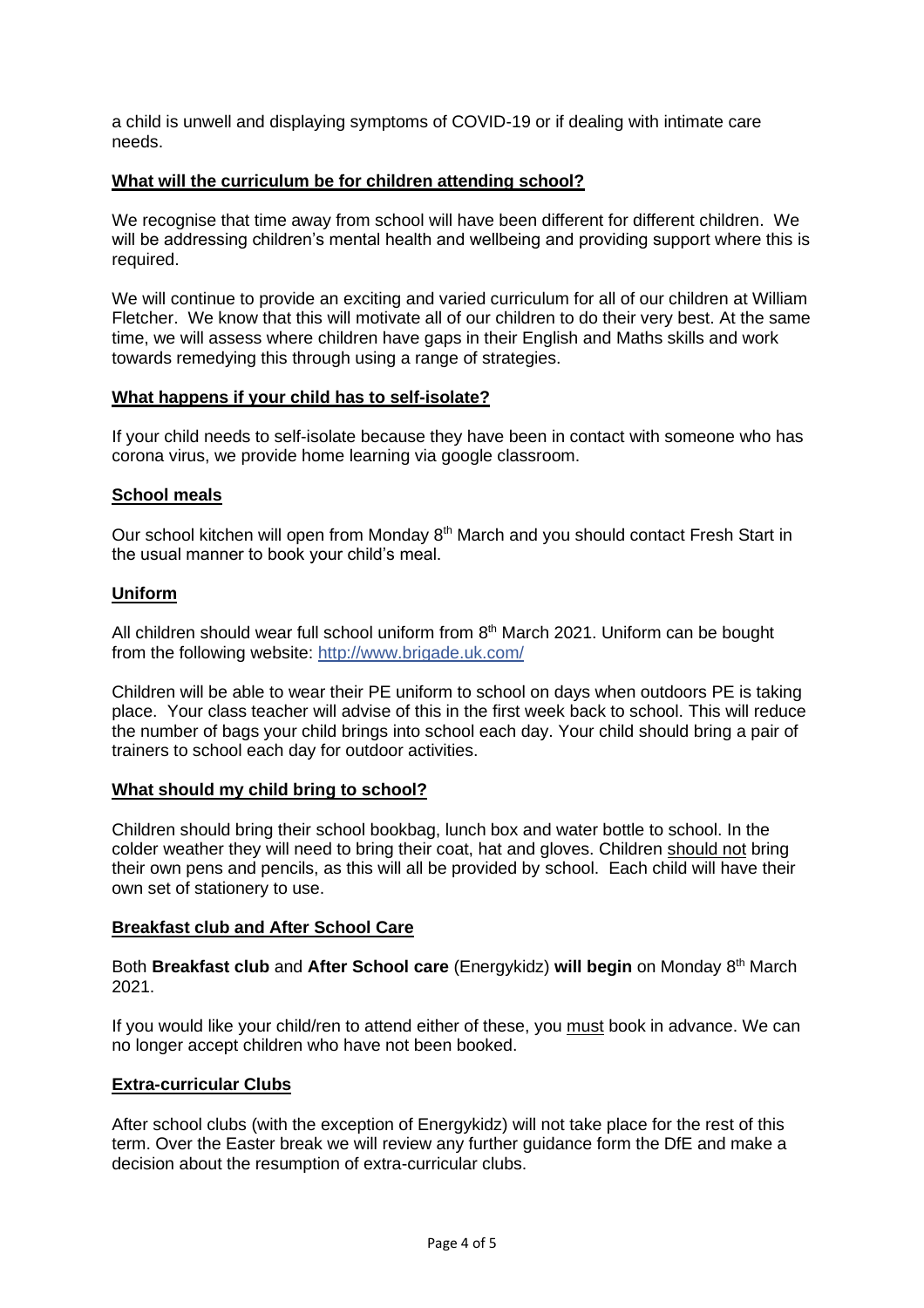a child is unwell and displaying symptoms of COVID-19 or if dealing with intimate care needs.

**What will the curriculum be for children attending school?**

We recognise that time away from school will have been different for different children. We will be addressing children's mental health and wellbeing and providing support where this is required.

We will continue to provide an exciting and varied curriculum for all of our children at William Fletcher. We know that this will motivate all of our children to do their very best. At the same time, we will assess where children have gaps in their English and Maths skills and work towards remedying this through using a range of strategies.

**What happens if your child has to self-isolate?**

If your child needs to self-isolate because they have been in contact with someone who has corona virus, we provide home learning via google classroom.

**School meals**

Our school kitchen will open from Monday 8th March and you should contact Fresh Start in the usual manner to book your child's meal.

**Uniform**

All children should wear full school uniform from 8th March 2021. Uniform can be bought from the following website: http://www.brigade.uk.com/

Children will be able to wear their PE uniform to school on days when outdoors PE is taking place. Your class teacher will advise of this in the first week back to school. This will reduce the number of bags your child brings into school each day. Your child should bring a pair of trainers to school each day for outdoor activities.

**What should my child bring to school?**

Children should bring their school bookbag, lunch box and water bottle to school. In the colder weather they will need to bring their coat, hat and gloves. Children should not bring their own pens and pencils, as this will all be provided by school. Each child will have their own set of stationery to use.

**Breakfast club and After School Care**

Both **Breakfast club** and **After School care** (Energykidz) **will begin** on Monday 8th March 2021.

If you would like your child/ren to attend either of these, you must book in advance. We can no longer accept children who have not been booked.

**Extra-curricular Clubs**

After school clubs (with the exception of Energykidz) will not take place for the rest of this term. Over the Easter break we will review any further guidance form the DfE and make a decision about the resumption of extra-curricular clubs.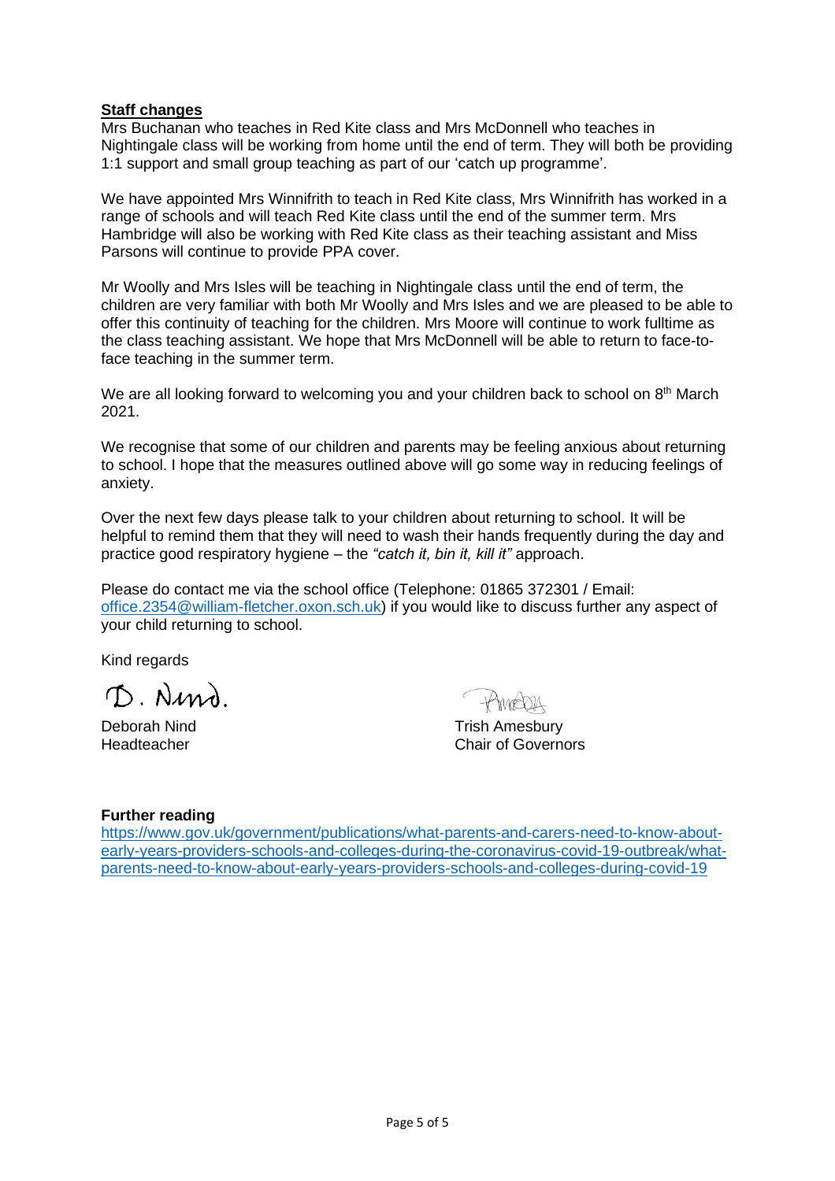**Staff changes**

Mrs Buchanan who teaches in Red Kite class and Mrs McDonnell who teaches in Nightingale class will be working from home until the end of term. They will both be providing 1:1 support and small group teaching as part of our 'catch up programme'.

We have appointed Mrs Winnifrith to teach in Red Kite class, Mrs Winnifrith has worked in a range of schools and will teach Red Kite class until the end of the summer term. Mrs Hambridge will also be working with Red Kite class as their teaching assistant and Miss Parsons will continue to provide PPA cover.

Mr Woolly and Mrs Isles will be teaching in Nightingale class until the end of term, the children are very familiar with both Mr Woolly and Mrs Isles and we are pleased to be able to offer this continuity of teaching for the children. Mrs Moore will continue to work fulltime as the class teaching assistant. We hope that Mrs McDonnell will be able to return to face-to-face teaching in the summer term.

We are all looking forward to welcoming you and your children back to school on 8th March 2021.

We recognise that some of our children and parents may be feeling anxious about returning to school. I hope that the measures outlined above will go some way in reducing feelings of anxiety.

Over the next few days please talk to your children about returning to school. It will be helpful to remind them that they will need to wash their hands frequently during the day and practice good respiratory hygiene – the *"catch it, bin it, kill it"* approach.

Please do contact me via the school office (Telephone: 01865 372301 / Email: office.2354@william-fletcher.oxon.sch.uk) if you would like to discuss further any aspect of your child returning to school.

Kind regards

D. Nind.

Deborah Nind
Headteacher

Trish Amesbury
Chair of Governors

**Further reading**

https://www.gov.uk/government/publications/what-parents-and-carers-need-to-know-about-early-years-providers-schools-and-colleges-during-the-coronavirus-covid-19-outbreak/what-parents-need-to-know-about-early-years-providers-schools-and-colleges-during-covid-19